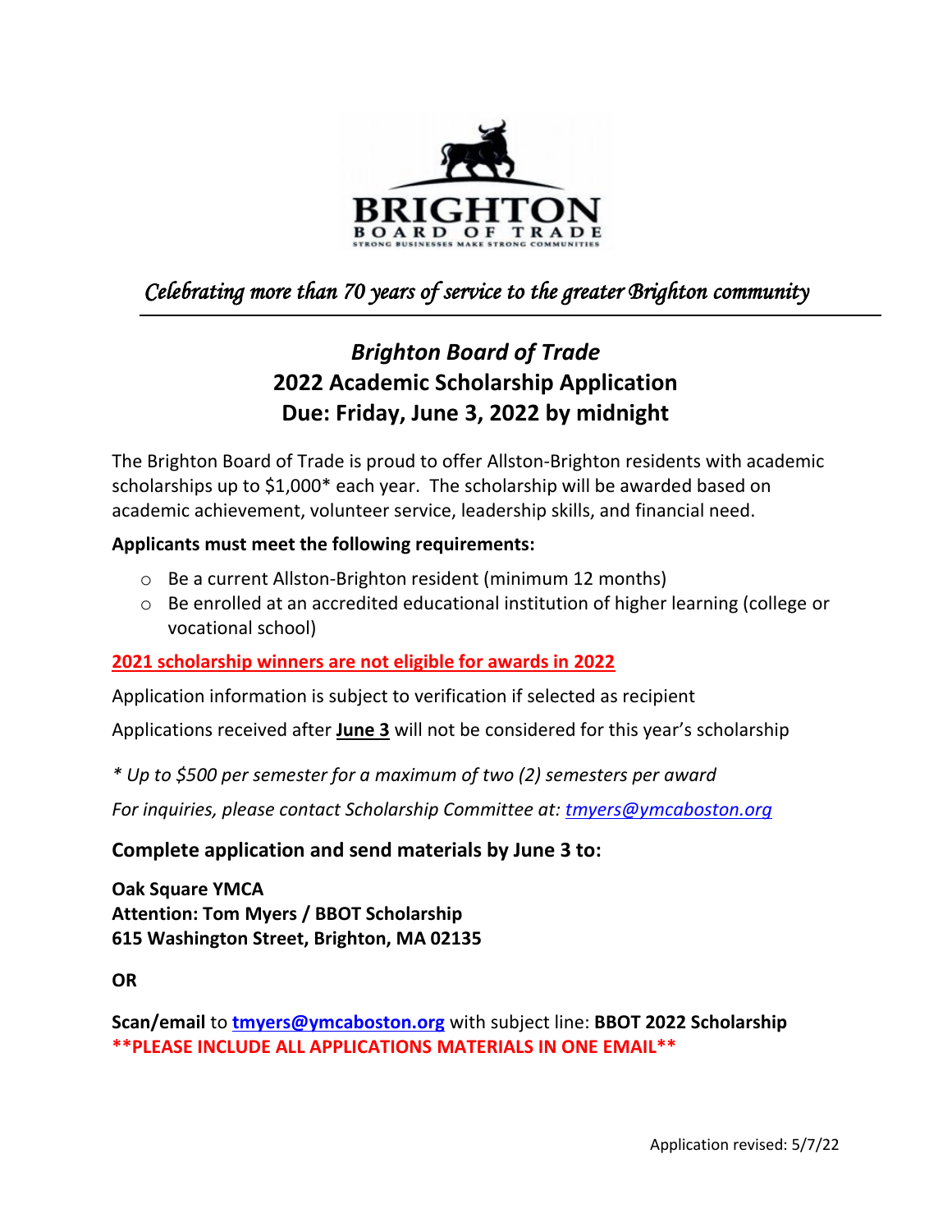BRIGHTON
BOARD OF TRADE
STRONG BUSINESSES MAKE STRONG COMMUNITIES

*Celebrating more than 70 years of service to the greater Brighton community*

---

# *Brighton Board of Trade*
# 2022 Academic Scholarship Application
# Due: Friday, June 3, 2022 by midnight

The Brighton Board of Trade is proud to offer Allston-Brighton residents with academic scholarships up to $1,000* each year. The scholarship will be awarded based on academic achievement, volunteer service, leadership skills, and financial need.

**Applicants must meet the following requirements:**

- Be a current Allston-Brighton resident (minimum 12 months)
- Be enrolled at an accredited educational institution of higher learning (college or vocational school)

**2021 scholarship winners are not eligible for awards in 2022**

Application information is subject to verification if selected as recipient

Applications received after **June 3** will not be considered for this year's scholarship

*\* Up to $500 per semester for a maximum of two (2) semesters per award*

*For inquiries, please contact Scholarship Committee at: tmyers@ymcaboston.org*

## Complete application and send materials by June 3 to:

**Oak Square YMCA**
**Attention: Tom Myers / BBOT Scholarship**
**615 Washington Street, Brighton, MA 02135**

**OR**

**Scan/email** to **tmyers@ymcaboston.org** with subject line: **BBOT 2022 Scholarship**
**\*\*PLEASE INCLUDE ALL APPLICATIONS MATERIALS IN ONE EMAIL\*\***

Application revised: 5/7/22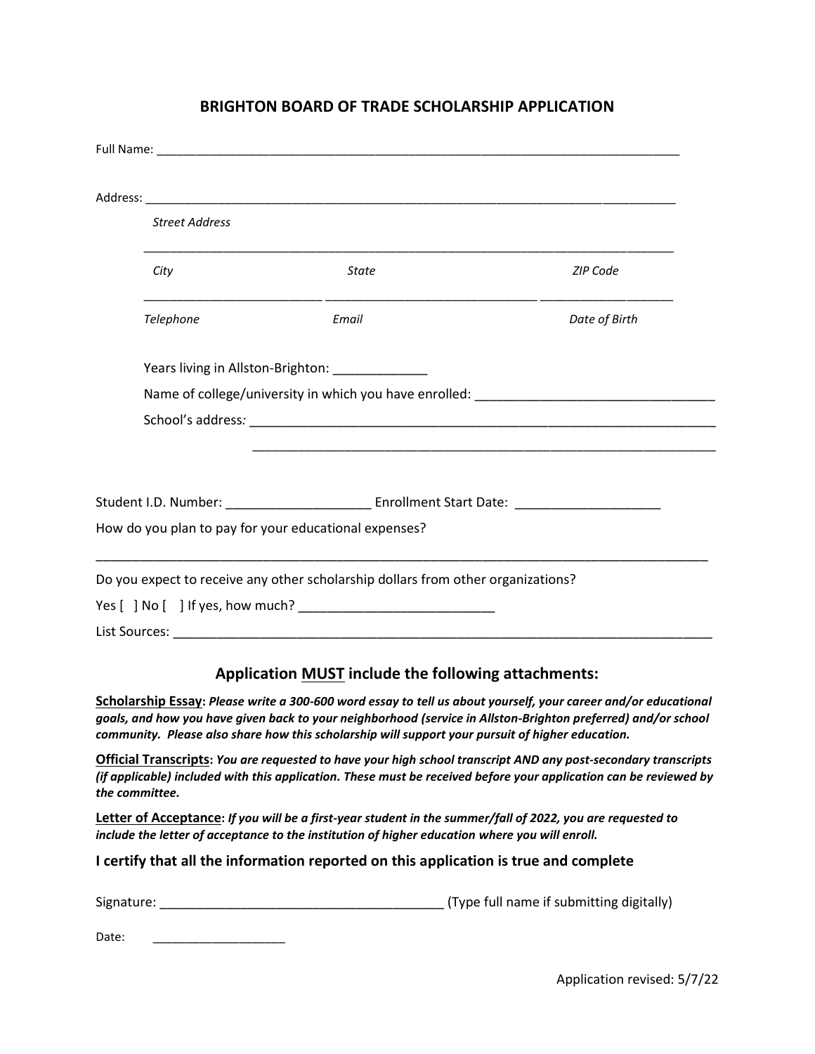# BRIGHTON BOARD OF TRADE SCHOLARSHIP APPLICATION

Full Name: ___________________________________________________________________________

Address: _____________________________________________________________________________

*Street Address*

_____________________________________________________________________________

*City* *State* *ZIP Code*

__________________________ ______________________________ ___________________

*Telephone* *Email* *Date of Birth*

Years living in Allston-Brighton: _____________

Name of college/university in which you have enrolled: ________________________________

School's address: __________________________________________________________________

__________________________________________________________________

Student I.D. Number: ___________________ Enrollment Start Date: ___________________

How do you plan to pay for your educational expenses?

_____________________________________________________________________________________

Do you expect to receive any other scholarship dollars from other organizations?

Yes [ ] No [ ] If yes, how much? ___________________________

List Sources: _________________________________________________________________________

## Application MUST include the following attachments:

**Scholarship Essay:** ***Please write a 300-600 word essay to tell us about yourself, your career and/or educational goals, and how you have given back to your neighborhood (service in Allston-Brighton preferred) and/or school community. Please also share how this scholarship will support your pursuit of higher education.***

**Official Transcripts:** ***You are requested to have your high school transcript AND any post-secondary transcripts (if applicable) included with this application. These must be received before your application can be reviewed by the committee.***

**Letter of Acceptance:** ***If you will be a first-year student in the summer/fall of 2022, you are requested to include the letter of acceptance to the institution of higher education where you will enroll.***

**I certify that all the information reported on this application is true and complete**

Signature: _______________________________________ (Type full name if submitting digitally)

Date: ___________________

Application revised: 5/7/22